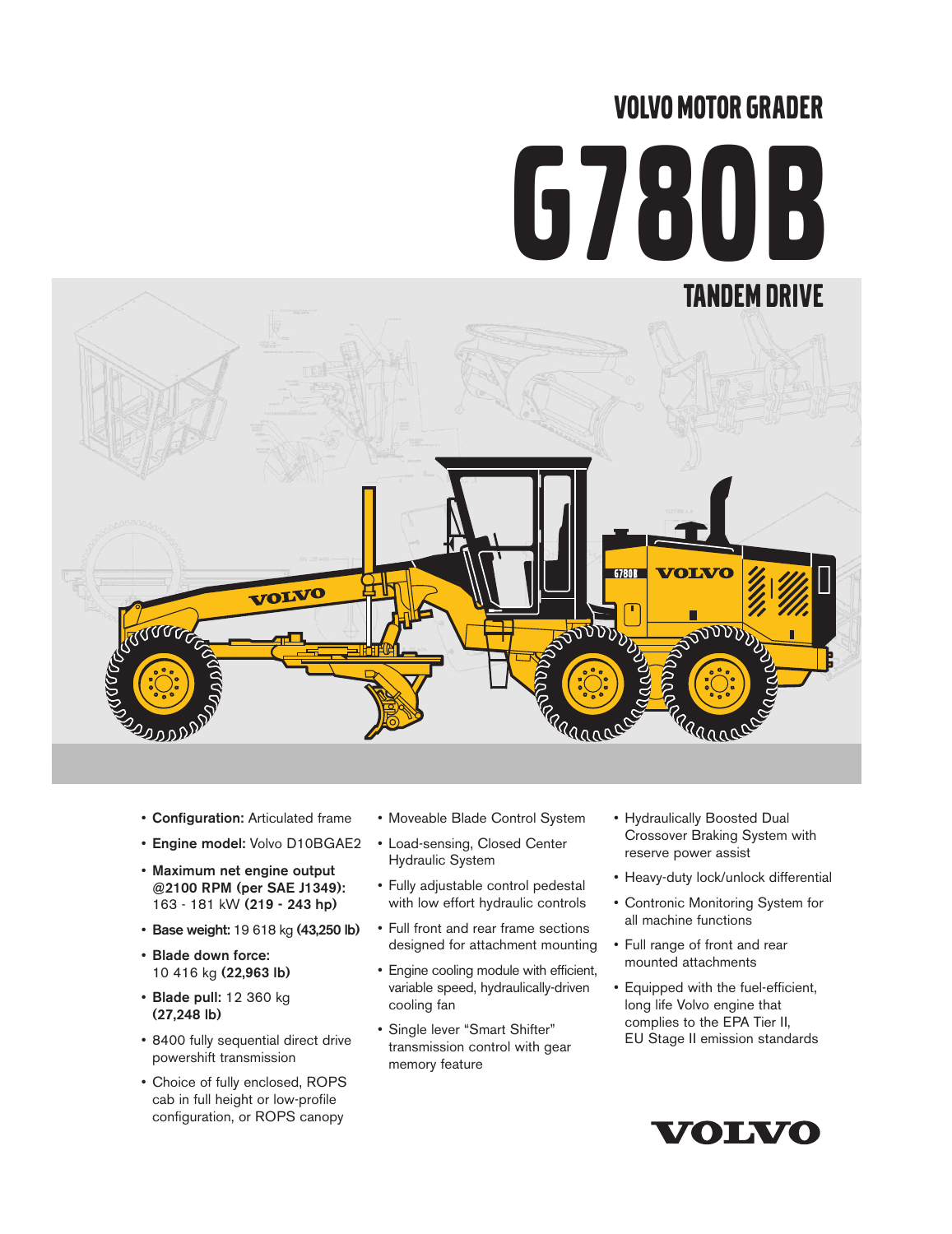# VOLVO MOTOR GRADER

# G780B

## TANDEM DRIVE

- **Configuration:** Articulated frame
- **Engine model:** Volvo D10BGAE2
- **Maximum net engine output @2100 RPM (per SAE J1349):** 163 - 181 kW **(219 - 243 hp)**
- **Base weight:** 19 618 kg **(43,250 lb)**
- **Blade down force:** 10 416 kg **(22,963 lb)**
- **Blade pull:** 12 360 kg **(27,248 lb)**
- 8400 fully sequential direct drive powershift transmission
- Choice of fully enclosed, ROPS cab in full height or low-profile configuration, or ROPS canopy
- Moveable Blade Control System
- Load-sensing, Closed Center Hydraulic System
- Fully adjustable control pedestal with low effort hydraulic controls
- Full front and rear frame sections designed for attachment mounting
- Engine cooling module with efficient, variable speed, hydraulically-driven cooling fan
- Single lever "Smart Shifter" transmission control with gear memory feature
- Hydraulically Boosted Dual Crossover Braking System with reserve power assist
- Heavy-duty lock/unlock differential
- Contronic Monitoring System for all machine functions
- Full range of front and rear mounted attachments
- Equipped with the fuel-efficient, long life Volvo engine that complies to the EPA Tier II, EU Stage II emission standards

VOLVO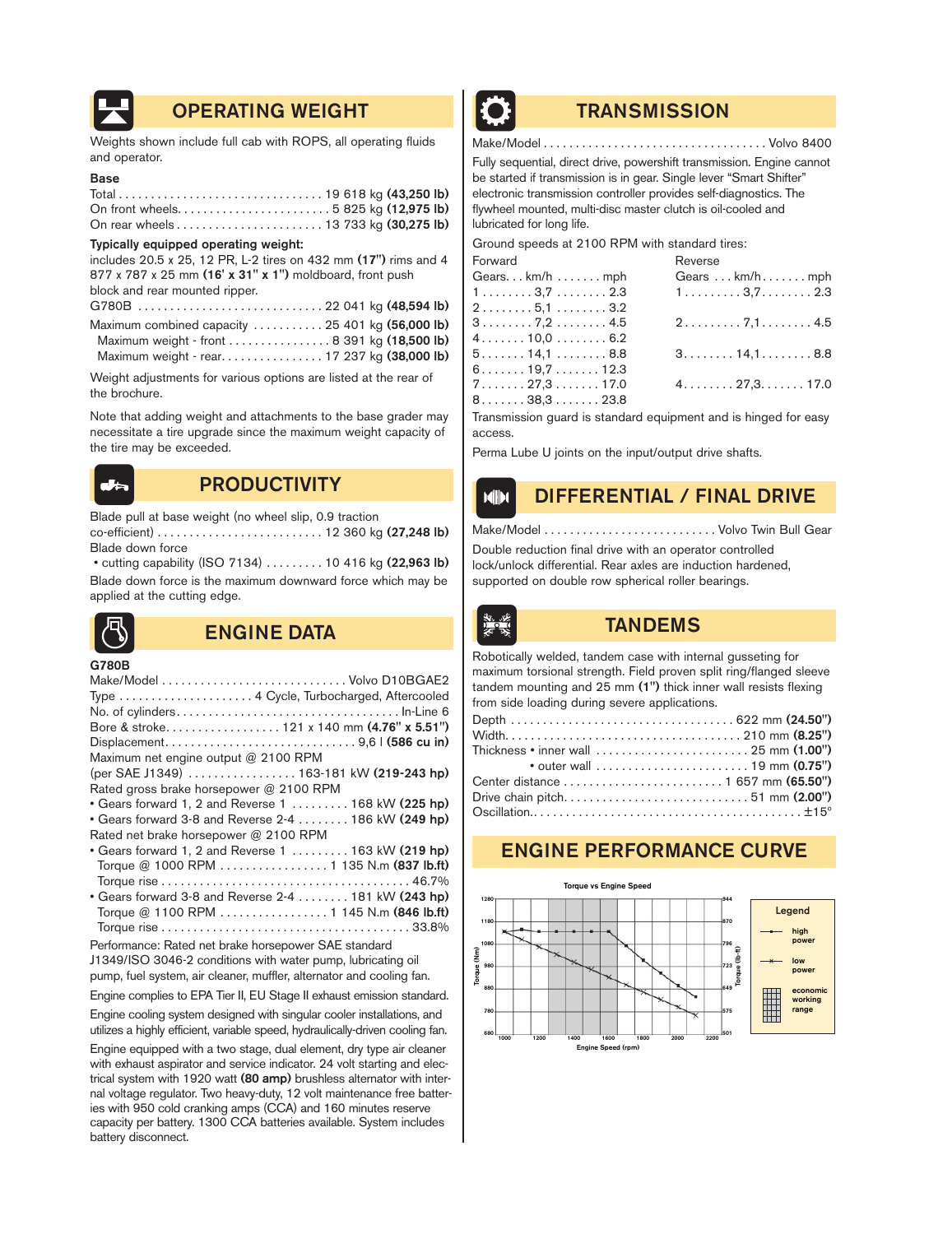## OPERATING WEIGHT

Weights shown include full cab with ROPS, all operating fluids and operator.

**Base**

Total . . . . . . . . . . . . . . . . . . . . . . . . . . . . . . . . 19 618 kg **(43,250 lb)**
On front wheels. . . . . . . . . . . . . . . . . . . . . . . 5 825 kg **(12,975 lb)**
On rear wheels . . . . . . . . . . . . . . . . . . . . . . 13 733 kg **(30,275 lb)**

**Typically equipped operating weight:**

includes 20.5 x 25, 12 PR, L-2 tires on 432 mm **(17")** rims and 4 877 x 787 x 25 mm **(16' x 31" x 1")** moldboard, front push block and rear mounted ripper.

G780B . . . . . . . . . . . . . . . . . . . . . . . . . . . . 22 041 kg **(48,594 lb)**

Maximum combined capacity . . . . . . . . . . . 25 401 kg **(56,000 lb)**
Maximum weight - front . . . . . . . . . . . . . . . . 8 391 kg **(18,500 lb)**
Maximum weight - rear. . . . . . . . . . . . . . . . 17 237 kg **(38,000 lb)**

Weight adjustments for various options are listed at the rear of the brochure.

Note that adding weight and attachments to the base grader may necessitate a tire upgrade since the maximum weight capacity of the tire may be exceeded.

## PRODUCTIVITY

Blade pull at base weight (no wheel slip, 0.9 traction co-efficient) . . . . . . . . . . . . . . . . . . . . . . . . . . 12 360 kg **(27,248 lb)**

Blade down force
- cutting capability (ISO 7134) . . . . . . . . . 10 416 kg **(22,963 lb)**

Blade down force is the maximum downward force which may be applied at the cutting edge.

## ENGINE DATA

**G780B**

Make/Model . . . . . . . . . . . . . . . . . . . . . . . . . . . . Volvo D10BGAE2
Type . . . . . . . . . . . . . . . . . . . . . 4 Cycle, Turbocharged, Aftercooled
No. of cylinders. . . . . . . . . . . . . . . . . . . . . . . . . . . . . . . . . . In-Line 6
Bore & stroke. . . . . . . . . . . . . . . . . . 121 x 140 mm **(4.76" x 5.51")**
Displacement. . . . . . . . . . . . . . . . . . . . . . . . . . . . . 9,6 l **(586 cu in)**

Maximum net engine output @ 2100 RPM
(per SAE J1349) . . . . . . . . . . . . . . . . . 163-181 kW **(219-243 hp)**

Rated gross brake horsepower @ 2100 RPM
- Gears forward 1, 2 and Reverse 1 . . . . . . . . . 168 kW **(225 hp)**
- Gears forward 3-8 and Reverse 2-4 . . . . . . . . 186 kW **(249 hp)**

Rated net brake horsepower @ 2100 RPM
- Gears forward 1, 2 and Reverse 1 . . . . . . . . . 163 kW **(219 hp)**
  Torque @ 1000 RPM . . . . . . . . . . . . . . . . . 1 135 N.m **(837 lb.ft)**
  Torque rise . . . . . . . . . . . . . . . . . . . . . . . . . . . . . . . . . . . . . . 46.7%
- Gears forward 3-8 and Reverse 2-4 . . . . . . . . 181 kW **(243 hp)**
  Torque @ 1100 RPM . . . . . . . . . . . . . . . . . 1 145 N.m **(846 lb.ft)**
  Torque rise . . . . . . . . . . . . . . . . . . . . . . . . . . . . . . . . . . . . . . 33.8%

Performance: Rated net brake horsepower SAE standard J1349/ISO 3046-2 conditions with water pump, lubricating oil pump, fuel system, air cleaner, muffler, alternator and cooling fan.

Engine complies to EPA Tier II, EU Stage II exhaust emission standard.

Engine cooling system designed with singular cooler installations, and utilizes a highly efficient, variable speed, hydraulically-driven cooling fan.

Engine equipped with a two stage, dual element, dry type air cleaner with exhaust aspirator and service indicator. 24 volt starting and electrical system with 1920 watt **(80 amp)** brushless alternator with internal voltage regulator. Two heavy-duty, 12 volt maintenance free batteries with 950 cold cranking amps (CCA) and 160 minutes reserve capacity per battery. 1300 CCA batteries available. System includes battery disconnect.

## TRANSMISSION

Make/Model . . . . . . . . . . . . . . . . . . . . . . . . . . . . . . . . . . Volvo 8400

Fully sequential, direct drive, powershift transmission. Engine cannot be started if transmission is in gear. Single lever "Smart Shifter" electronic transmission controller provides self-diagnostics. The flywheel mounted, multi-disc master clutch is oil-cooled and lubricated for long life.

Ground speeds at 2100 RPM with standard tires:

| Forward Gears | km/h | mph | Reverse Gears | km/h | mph |
|---|---|---|---|---|---|
| 1 | 3,7 | 2.3 | 1 | 3,7 | 2.3 |
| 2 | 5,1 | 3.2 | | | |
| 3 | 7,2 | 4.5 | 2 | 7,1 | 4.5 |
| 4 | 10,0 | 6.2 | | | |
| 5 | 14,1 | 8.8 | 3 | 14,1 | 8.8 |
| 6 | 19,7 | 12.3 | | | |
| 7 | 27,3 | 17.0 | 4 | 27,3 | 17.0 |
| 8 | 38,3 | 23.8 | | | |

Transmission guard is standard equipment and is hinged for easy access.

Perma Lube U joints on the input/output drive shafts.

## DIFFERENTIAL / FINAL DRIVE

Make/Model . . . . . . . . . . . . . . . . . . . . . . . . . . . Volvo Twin Bull Gear

Double reduction final drive with an operator controlled lock/unlock differential. Rear axles are induction hardened, supported on double row spherical roller bearings.

## TANDEMS

Robotically welded, tandem case with internal gusseting for maximum torsional strength. Field proven split ring/flanged sleeve tandem mounting and 25 mm **(1")** thick inner wall resists flexing from side loading during severe applications.

Depth . . . . . . . . . . . . . . . . . . . . . . . . . . . . . . . . . . 622 mm **(24.50")**
Width. . . . . . . . . . . . . . . . . . . . . . . . . . . . . . . . . . . . 210 mm **(8.25")**
Thickness • inner wall . . . . . . . . . . . . . . . . . . . . . . . . 25 mm **(1.00")**
• outer wall . . . . . . . . . . . . . . . . . . . . . . . . 19 mm **(0.75")**
Center distance . . . . . . . . . . . . . . . . . . . . . . . . . 1 657 mm **(65.50")**
Drive chain pitch. . . . . . . . . . . . . . . . . . . . . . . . . . . . 51 mm **(2.00")**
Oscillation. . . . . . . . . . . . . . . . . . . . . . . . . . . . . . . . . . . . . . . . . ±15°

## ENGINE PERFORMANCE CURVE

Torque vs Engine Speed

Legend: high power; low power; economic working range

Torque (Nm): 680, 780, 880, 980, 1080, 1180, 1280
Torque (lb-ft): 501, 575, 649, 723, 796, 870, 944
Engine Speed (rpm): 1000, 1200, 1400, 1600, 1800, 2000, 2200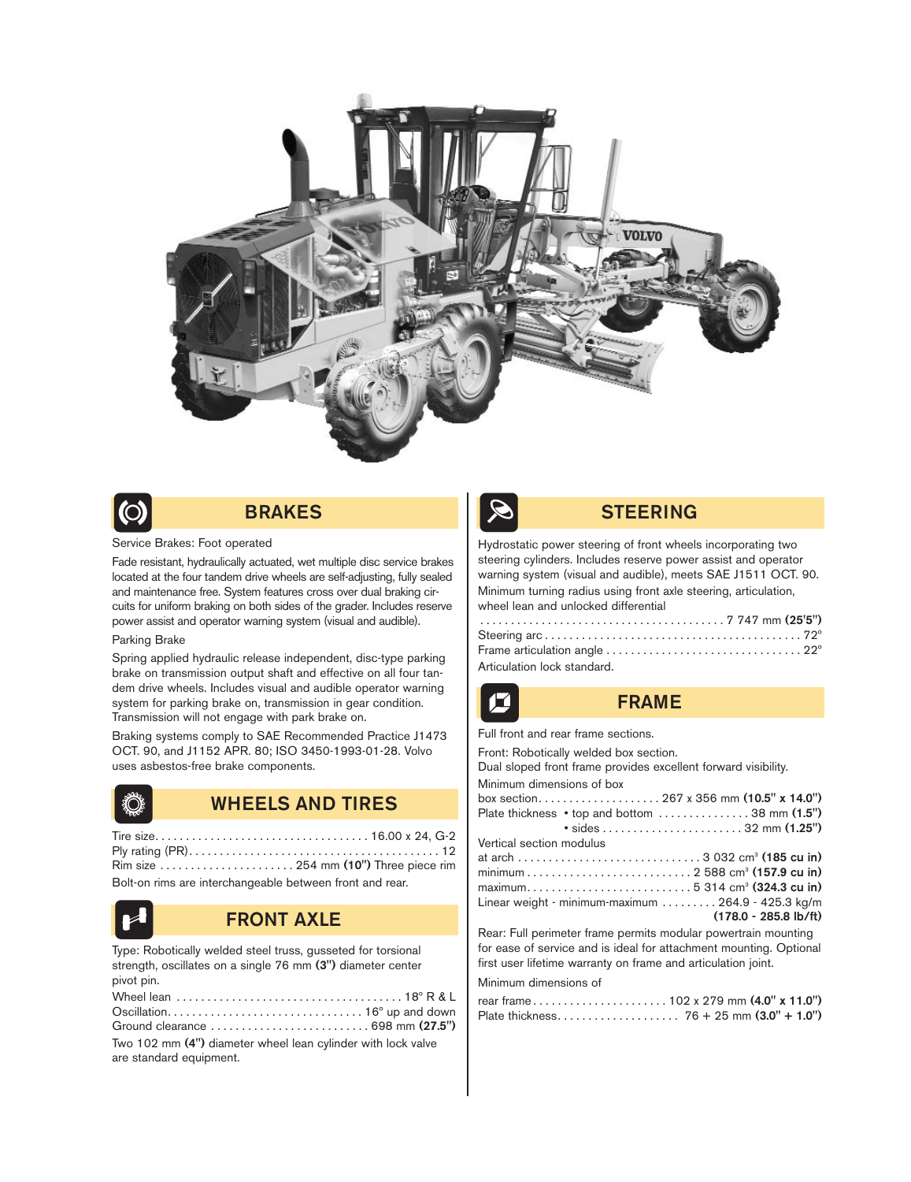## BRAKES

Service Brakes: Foot operated

Fade resistant, hydraulically actuated, wet multiple disc service brakes located at the four tandem drive wheels are self-adjusting, fully sealed and maintenance free. System features cross over dual braking circuits for uniform braking on both sides of the grader. Includes reserve power assist and operator warning system (visual and audible).

Parking Brake

Spring applied hydraulic release independent, disc-type parking brake on transmission output shaft and effective on all four tandem drive wheels. Includes visual and audible operator warning system for parking brake on, transmission in gear condition. Transmission will not engage with park brake on.

Braking systems comply to SAE Recommended Practice J1473 OCT. 90, and J1152 APR. 80; ISO 3450-1993-01-28. Volvo uses asbestos-free brake components.

## WHEELS AND TIRES

Tire size. . . . . . . . . . . . . . . . . . . . . . . . . . . . . . . . . . 16.00 x 24, G-2
Ply rating (PR). . . . . . . . . . . . . . . . . . . . . . . . . . . . . . . . . . . . . . . 12
Rim size . . . . . . . . . . . . . . . . . . . . . 254 mm **(10")** Three piece rim

Bolt-on rims are interchangeable between front and rear.

## FRONT AXLE

Type: Robotically welded steel truss, gusseted for torsional strength, oscillates on a single 76 mm **(3")** diameter center pivot pin.

Wheel lean . . . . . . . . . . . . . . . . . . . . . . . . . . . . . . . . . . . 18° R & L
Oscillation. . . . . . . . . . . . . . . . . . . . . . . . . . . . . . . 16° up and down
Ground clearance . . . . . . . . . . . . . . . . . . . . . . . . . 698 mm **(27.5")**

Two 102 mm **(4")** diameter wheel lean cylinder with lock valve are standard equipment.

## STEERING

Hydrostatic power steering of front wheels incorporating two steering cylinders. Includes reserve power assist and operator warning system (visual and audible), meets SAE J1511 OCT. 90.

Minimum turning radius using front axle steering, articulation, wheel lean and unlocked differential
. . . . . . . . . . . . . . . . . . . . . . . . . . . . . . . . . . . . . . . 7 747 mm **(25'5")**
Steering arc . . . . . . . . . . . . . . . . . . . . . . . . . . . . . . . . . . . . . . . . . 72°
Frame articulation angle . . . . . . . . . . . . . . . . . . . . . . . . . . . . . . . 22°

Articulation lock standard.

## FRAME

Full front and rear frame sections.

Front: Robotically welded box section.
Dual sloped front frame provides excellent forward visibility.

Minimum dimensions of box
box section. . . . . . . . . . . . . . . . . . . . 267 x 356 mm **(10.5" x 14.0")**
Plate thickness • top and bottom . . . . . . . . . . . . . . . 38 mm **(1.5")**
• sides . . . . . . . . . . . . . . . . . . . . . . . 32 mm **(1.25")**

Vertical section modulus
at arch . . . . . . . . . . . . . . . . . . . . . . . . . . . . . 3 032 cm³ **(185 cu in)**
minimum . . . . . . . . . . . . . . . . . . . . . . . . . . 2 588 cm³ **(157.9 cu in)**
maximum. . . . . . . . . . . . . . . . . . . . . . . . . . 5 314 cm³ **(324.3 cu in)**
Linear weight - minimum-maximum . . . . . . . . . 264.9 - 425.3 kg/m **(178.0 - 285.8 lb/ft)**

Rear: Full perimeter frame permits modular powertrain mounting for ease of service and is ideal for attachment mounting. Optional first user lifetime warranty on frame and articulation joint.

Minimum dimensions of
rear frame . . . . . . . . . . . . . . . . . . . . . . 102 x 279 mm **(4.0" x 11.0")**
Plate thickness. . . . . . . . . . . . . . . . . . . 76 + 25 mm **(3.0" + 1.0")**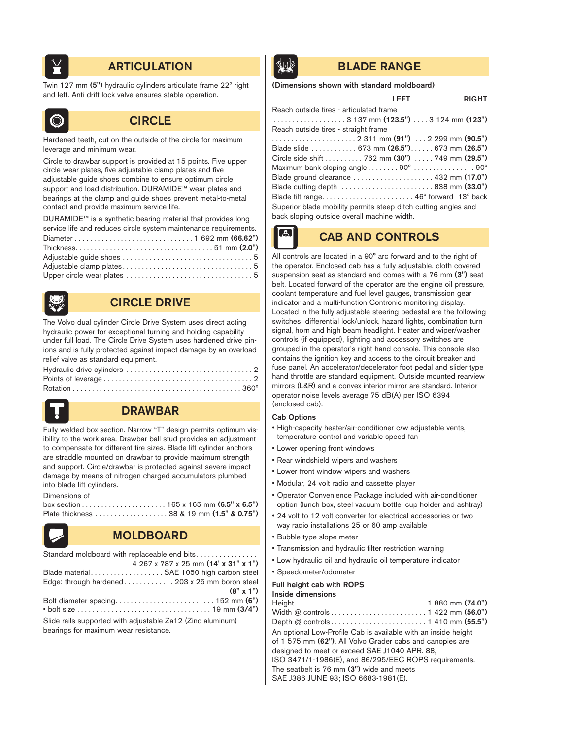## ARTICULATION

Twin 127 mm **(5")** hydraulic cylinders articulate frame 22° right and left. Anti drift lock valve ensures stable operation.

## CIRCLE

Hardened teeth, cut on the outside of the circle for maximum leverage and minimum wear.

Circle to drawbar support is provided at 15 points. Five upper circle wear plates, five adjustable clamp plates and five adjustable guide shoes combine to ensure optimum circle support and load distribution. DURAMIDE™ wear plates and bearings at the clamp and guide shoes prevent metal-to-metal contact and provide maximum service life.

DURAMIDE™ is a synthetic bearing material that provides long service life and reduces circle system maintenance requirements.

| | |
|---|---|
| Diameter | 1 692 mm **(66.62")** |
| Thickness | 51 mm **(2.0")** |
| Adjustable guide shoes | 5 |
| Adjustable clamp plates | 5 |
| Upper circle wear plates | 5 |

## CIRCLE DRIVE

The Volvo dual cylinder Circle Drive System uses direct acting hydraulic power for exceptional turning and holding capability under full load. The Circle Drive System uses hardened drive pinions and is fully protected against impact damage by an overload relief valve as standard equipment.

| | |
|---|---|
| Hydraulic drive cylinders | 2 |
| Points of leverage | 2 |
| Rotation | 360° |

## DRAWBAR

Fully welded box section. Narrow "T" design permits optimum visibility to the work area. Drawbar ball stud provides an adjustment to compensate for different tire sizes. Blade lift cylinder anchors are straddle mounted on drawbar to provide maximum strength and support. Circle/drawbar is protected against severe impact damage by means of nitrogen charged accumulators plumbed into blade lift cylinders.

| | |
|---|---|
| Dimensions of box section | 165 x 165 mm **(6.5" x 6.5")** |
| Plate thickness | 38 & 19 mm **(1.5" & 0.75")** |

## MOLDBOARD

| | |
|---|---|
| Standard moldboard with replaceable end bits | 4 267 x 787 x 25 mm **(14' x 31" x 1")** |
| Blade material | SAE 1050 high carbon steel |
| Edge: through hardened | 203 x 25 mm boron steel **(8" x 1")** |
| Bolt diameter spacing | 152 mm **(6")** |
| • bolt size | 19 mm **(3/4")** |

Slide rails supported with adjustable Za12 (Zinc aluminum) bearings for maximum wear resistance.

## BLADE RANGE

**(Dimensions shown with standard moldboard)**

| | LEFT | RIGHT |
|---|---|---|
| Reach outside tires - articulated frame | 3 137 mm **(123.5")** | 3 124 mm **(123")** |
| Reach outside tires - straight frame | 2 311 mm **(91")** | 2 299 mm **(90.5")** |
| Blade slide | 673 mm **(26.5")** | 673 mm **(26.5")** |
| Circle side shift | 762 mm **(30")** | 749 mm **(29.5")** |
| Maximum bank sloping angle | 90° | 90° |
| Blade ground clearance | | 432 mm **(17.0")** |
| Blade cutting depth | | 838 mm **(33.0")** |
| Blade tilt range | 46° forward | 13° back |

Superior blade mobility permits steep ditch cutting angles and back sloping outside overall machine width.

## CAB AND CONTROLS

All controls are located in a 90° arc forward and to the right of the operator. Enclosed cab has a fully adjustable, cloth covered suspension seat as standard and comes with a 76 mm **(3")** seat belt. Located forward of the operator are the engine oil pressure, coolant temperature and fuel level gauges, transmission gear indicator and a multi-function Contronic monitoring display. Located in the fully adjustable steering pedestal are the following switches: differential lock/unlock, hazard lights, combination turn signal, horn and high beam headlight. Heater and wiper/washer controls (if equipped), lighting and accessory switches are grouped in the operator's right hand console. This console also contains the ignition key and access to the circuit breaker and fuse panel. An accelerator/decelerator foot pedal and slider type hand throttle are standard equipment. Outside mounted rearview mirrors (L&R) and a convex interior mirror are standard. Interior operator noise levels average 75 dB(A) per ISO 6394 (enclosed cab).

**Cab Options**

- High-capacity heater/air-conditioner c/w adjustable vents, temperature control and variable speed fan
- Lower opening front windows
- Rear windshield wipers and washers
- Lower front window wipers and washers
- Modular, 24 volt radio and cassette player
- Operator Convenience Package included with air-conditioner option (lunch box, steel vacuum bottle, cup holder and ashtray)
- 24 volt to 12 volt converter for electrical accessories or two way radio installations 25 or 60 amp available
- Bubble type slope meter
- Transmission and hydraulic filter restriction warning
- Low hydraulic oil and hydraulic oil temperature indicator
- Speedometer/odometer

**Full height cab with ROPS**
**Inside dimensions**

| | |
|---|---|
| Height | 1 880 mm **(74.0")** |
| Width @ controls | 1 422 mm **(56.0")** |
| Depth @ controls | 1 410 mm **(55.5")** |

An optional Low-Profile Cab is available with an inside height of 1 575 mm **(62")**. All Volvo Grader cabs and canopies are designed to meet or exceed SAE J1040 APR. 88, ISO 3471/1-1986(E), and 86/295/EEC ROPS requirements. The seatbelt is 76 mm **(3")** wide and meets SAE J386 JUNE 93; ISO 6683-1981(E).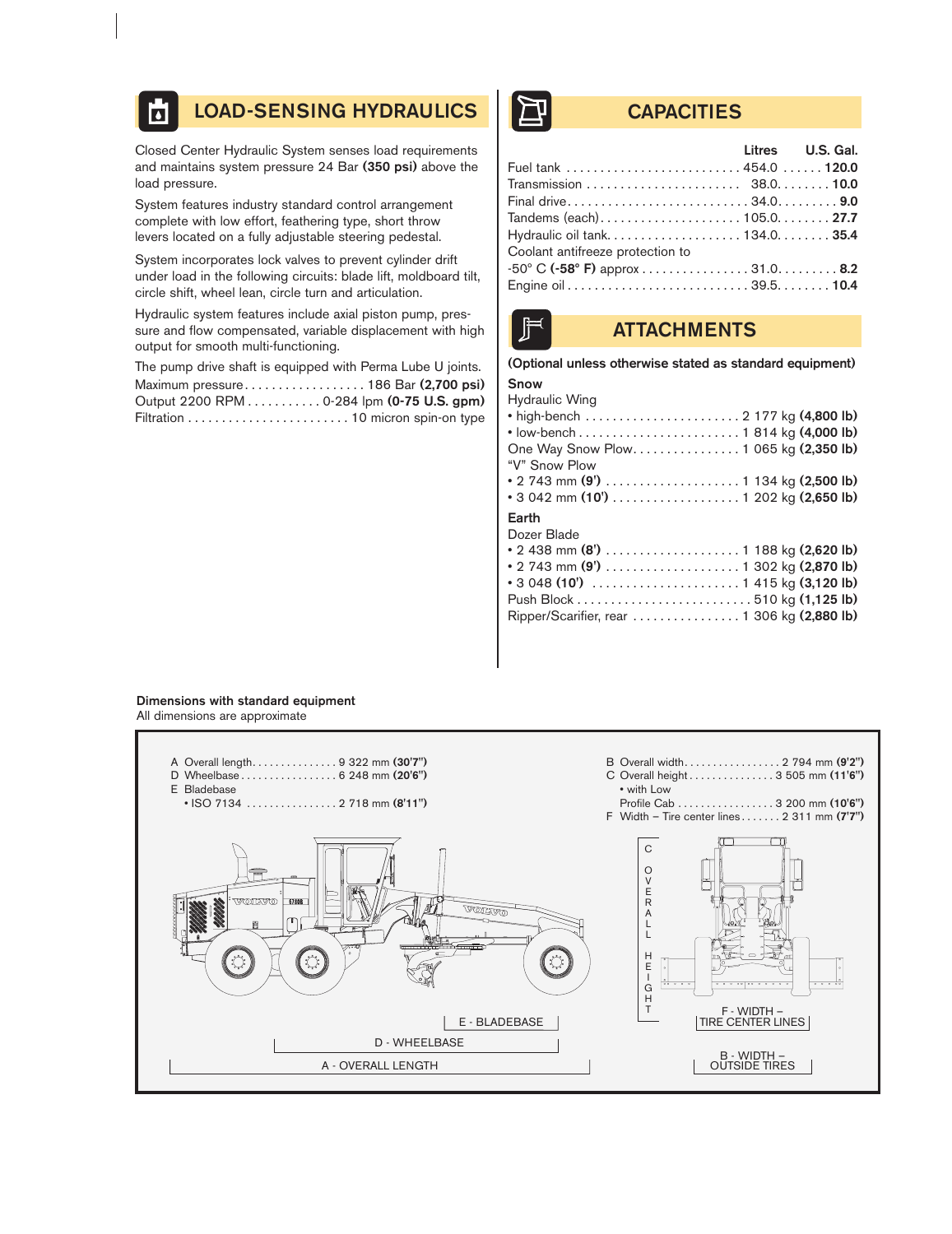## LOAD-SENSING HYDRAULICS

Closed Center Hydraulic System senses load requirements and maintains system pressure 24 Bar **(350 psi)** above the load pressure.

System features industry standard control arrangement complete with low effort, feathering type, short throw levers located on a fully adjustable steering pedestal.

System incorporates lock valves to prevent cylinder drift under load in the following circuits: blade lift, moldboard tilt, circle shift, wheel lean, circle turn and articulation.

Hydraulic system features include axial piston pump, pressure and flow compensated, variable displacement with high output for smooth multi-functioning.

The pump drive shaft is equipped with Perma Lube U joints.

| | |
|---|---|
| Maximum pressure | 186 Bar **(2,700 psi)** |
| Output 2200 RPM | 0-284 lpm **(0-75 U.S. gpm)** |
| Filtration | 10 micron spin-on type |

## CAPACITIES

| | Litres | U.S. Gal. |
|---|---|---|
| Fuel tank | 454.0 | **120.0** |
| Transmission | 38.0 | **10.0** |
| Final drive | 34.0 | **9.0** |
| Tandems (each) | 105.0 | **27.7** |
| Hydraulic oil tank | 134.0 | **35.4** |
| Coolant antifreeze protection to -50° C **(-58° F)** approx | 31.0 | **8.2** |
| Engine oil | 39.5 | **10.4** |

## ATTACHMENTS

**(Optional unless otherwise stated as standard equipment)**

**Snow**

Hydraulic Wing
- high-bench ........ 2 177 kg **(4,800 lb)**
- low-bench ........ 1 814 kg **(4,000 lb)**

One Way Snow Plow ........ 1 065 kg **(2,350 lb)**

"V" Snow Plow
- 2 743 mm **(9')** ........ 1 134 kg **(2,500 lb)**
- 3 042 mm **(10')** ........ 1 202 kg **(2,650 lb)**

**Earth**

Dozer Blade
- 2 438 mm **(8')** ........ 1 188 kg **(2,620 lb)**
- 2 743 mm **(9')** ........ 1 302 kg **(2,870 lb)**
- 3 048 **(10')** ........ 1 415 kg **(3,120 lb)**

Push Block ........ 510 kg **(1,125 lb)**

Ripper/Scarifier, rear ........ 1 306 kg **(2,880 lb)**

**Dimensions with standard equipment**

All dimensions are approximate

| | | |
|---|---|---|
| A | Overall length | 9 322 mm **(30'7")** |
| D | Wheelbase | 6 248 mm **(20'6")** |
| E | Bladebase • ISO 7134 | 2 718 mm **(8'11")** |
| B | Overall width | 2 794 mm **(9'2")** |
| C | Overall height | 3 505 mm **(11'6")** |
| | • with Low Profile Cab | 3 200 mm **(10'6")** |
| F | Width – Tire center lines | 2 311 mm **(7'7")** |

E - BLADEBASE

D - WHEELBASE

A - OVERALL LENGTH

C - OVERALL HEIGHT

F - WIDTH – TIRE CENTER LINES

B - WIDTH – OUTSIDE TIRES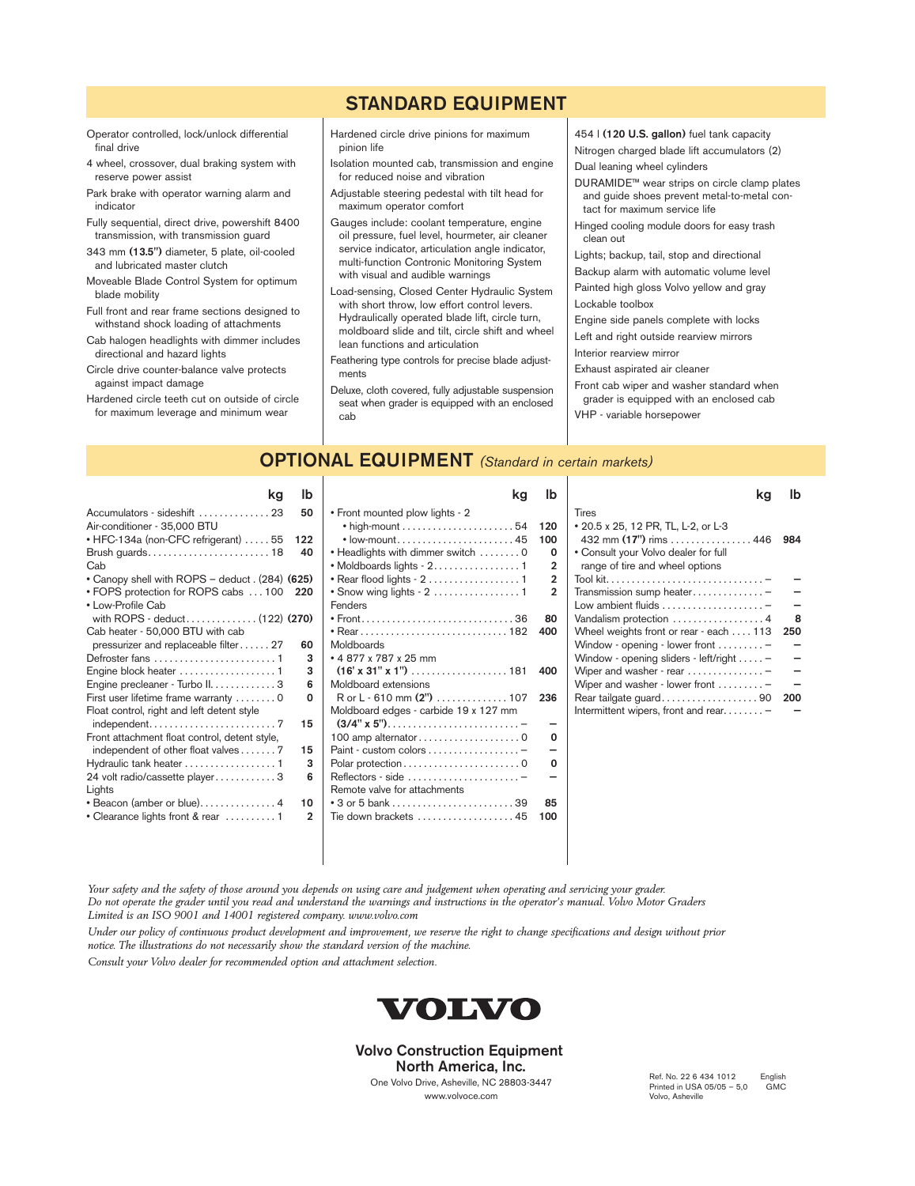## STANDARD EQUIPMENT

Operator controlled, lock/unlock differential final drive

4 wheel, crossover, dual braking system with reserve power assist

Park brake with operator warning alarm and indicator

Fully sequential, direct drive, powershift 8400 transmission, with transmission guard

343 mm **(13.5")** diameter, 5 plate, oil-cooled and lubricated master clutch

Moveable Blade Control System for optimum blade mobility

Full front and rear frame sections designed to withstand shock loading of attachments

Cab halogen headlights with dimmer includes directional and hazard lights

Circle drive counter-balance valve protects against impact damage

Hardened circle teeth cut on outside of circle for maximum leverage and minimum wear

Hardened circle drive pinions for maximum pinion life

Isolation mounted cab, transmission and engine for reduced noise and vibration

Adjustable steering pedestal with tilt head for maximum operator comfort

Gauges include: coolant temperature, engine oil pressure, fuel level, hourmeter, air cleaner service indicator, articulation angle indicator, multi-function Contronic Monitoring System with visual and audible warnings

Load-sensing, Closed Center Hydraulic System with short throw, low effort control levers. Hydraulically operated blade lift, circle turn, moldboard slide and tilt, circle shift and wheel lean functions and articulation

Feathering type controls for precise blade adjustments

Deluxe, cloth covered, fully adjustable suspension seat when grader is equipped with an enclosed cab

454 l **(120 U.S. gallon)** fuel tank capacity

Nitrogen charged blade lift accumulators (2)

Dual leaning wheel cylinders

DURAMIDE™ wear strips on circle clamp plates and guide shoes prevent metal-to-metal contact for maximum service life

Hinged cooling module doors for easy trash clean out

Lights; backup, tail, stop and directional

Backup alarm with automatic volume level

Painted high gloss Volvo yellow and gray

Lockable toolbox

Engine side panels complete with locks

Left and right outside rearview mirrors

Interior rearview mirror

Exhaust aspirated air cleaner

Front cab wiper and washer standard when grader is equipped with an enclosed cab

VHP - variable horsepower

## OPTIONAL EQUIPMENT *(Standard in certain markets)*

| | kg | lb |
|---|---|---|
| Accumulators - sideshift | 23 | 50 |
| Air-conditioner - 35,000 BTU | | |
| • HFC-134a (non-CFC refrigerant) | 55 | 122 |
| Brush guards | 18 | 40 |
| Cab | | |
| • Canopy shell with ROPS – deduct | (284) | **(625)** |
| • FOPS protection for ROPS cabs | 100 | 220 |
| • Low-Profile Cab with ROPS - deduct | (122) | **(270)** |
| Cab heater - 50,000 BTU with cab pressurizer and replaceable filter | 27 | 60 |
| Defroster fans | 1 | 3 |
| Engine block heater | 1 | 3 |
| Engine precleaner - Turbo II. | 3 | 6 |
| First user lifetime frame warranty | 0 | 0 |
| Float control, right and left detent style independent | 7 | 15 |
| Front attachment float control, detent style, independent of other float valves | 7 | 15 |
| Hydraulic tank heater | 1 | 3 |
| 24 volt radio/cassette player | 3 | 6 |
| Lights | | |
| • Beacon (amber or blue) | 4 | 10 |
| • Clearance lights front & rear | 1 | 2 |
| • Front mounted plow lights - 2 | | |
| • high-mount | 54 | 120 |
| • low-mount | 45 | 100 |
| • Headlights with dimmer switch | 0 | 0 |
| • Moldboards lights - 2 | 1 | 2 |
| • Rear flood lights - 2 | 1 | 2 |
| • Snow wing lights - 2 | 1 | 2 |
| Fenders | | |
| • Front | 36 | 80 |
| • Rear | 182 | 400 |
| Moldboards | | |
| • 4 877 x 787 x 25 mm **(16' x 31" x 1")** | 181 | 400 |
| Moldboard extensions | | |
| R or L - 610 mm **(2')** | 107 | 236 |
| Moldboard edges - carbide 19 x 127 mm **(3/4" x 5")** | – | – |
| 100 amp alternator | 0 | 0 |
| Paint - custom colors | – | – |
| Polar protection | 0 | 0 |
| Reflectors - side | – | – |
| Remote valve for attachments | | |
| • 3 or 5 bank | 39 | 85 |
| Tie down brackets | 45 | 100 |
| Tires | | |
| • 20.5 x 25, 12 PR, TL, L-2, or L-3 432 mm **(17")** rims | 446 | 984 |
| • Consult your Volvo dealer for full range of tire and wheel options | | |
| Tool kit | – | – |
| Transmission sump heater | – | – |
| Low ambient fluids | – | – |
| Vandalism protection | 4 | 8 |
| Wheel weights front or rear - each | 113 | 250 |
| Window - opening - lower front | – | – |
| Window - opening sliders - left/right | – | – |
| Wiper and washer - rear | – | – |
| Wiper and washer - lower front | – | – |
| Rear tailgate guard | 90 | 200 |
| Intermittent wipers, front and rear | – | – |

*Your safety and the safety of those around you depends on using care and judgement when operating and servicing your grader. Do not operate the grader until you read and understand the warnings and instructions in the operator's manual. Volvo Motor Graders Limited is an ISO 9001 and 14001 registered company. www.volvo.com*

*Under our policy of continuous product development and improvement, we reserve the right to change specifications and design without prior notice. The illustrations do not necessarily show the standard version of the machine.*

*Consult your Volvo dealer for recommended option and attachment selection.*

VOLVO

**Volvo Construction Equipment North America, Inc.**

One Volvo Drive, Asheville, NC 28803-3447
www.volvoce.com

Ref. No. 22 6 434 1012 English
Printed in USA 05/05 – 5,0 GMC
Volvo, Asheville